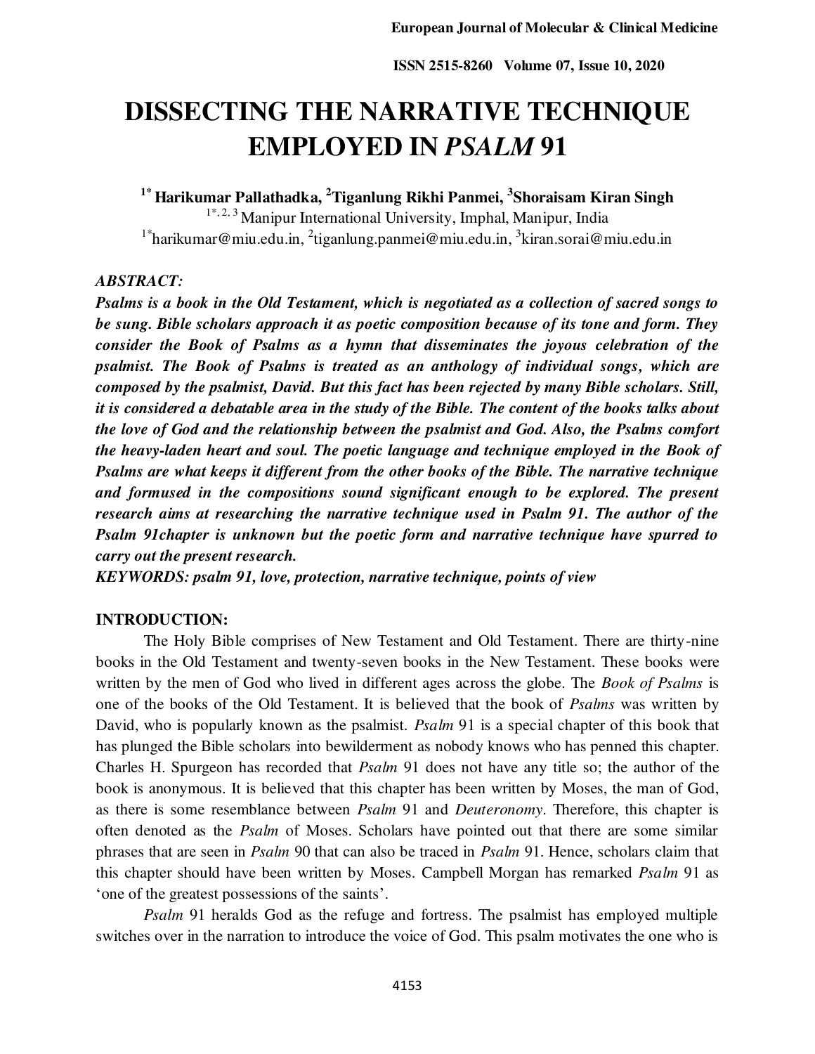# DISSECTING THE NARRATIVE TECHNIQUE EMPLOYED IN *PSALM* 91

**[1*] Harikumar Pallathadka, [2]Tiganlung Rikhi Panmei, [3]Shoraisam Kiran Singh**

[1*, 2, 3] Manipur International University, Imphal, Manipur, India

[1*]harikumar@miu.edu.in, [2]tiganlung.panmei@miu.edu.in, [3]kiran.sorai@miu.edu.in

***ABSTRACT:***

***Psalms is a book in the Old Testament, which is negotiated as a collection of sacred songs to be sung. Bible scholars approach it as poetic composition because of its tone and form. They consider the Book of Psalms as a hymn that disseminates the joyous celebration of the psalmist. The Book of Psalms is treated as an anthology of individual songs, which are composed by the psalmist, David. But this fact has been rejected by many Bible scholars. Still, it is considered a debatable area in the study of the Bible. The content of the books talks about the love of God and the relationship between the psalmist and God. Also, the Psalms comfort the heavy-laden heart and soul. The poetic language and technique employed in the Book of Psalms are what keeps it different from the other books of the Bible. The narrative technique and formused in the compositions sound significant enough to be explored. The present research aims at researching the narrative technique used in Psalm 91. The author of the Psalm 91chapter is unknown but the poetic form and narrative technique have spurred to carry out the present research.***

***KEYWORDS: psalm 91, love, protection, narrative technique, points of view***

## INTRODUCTION:

The Holy Bible comprises of New Testament and Old Testament. There are thirty-nine books in the Old Testament and twenty-seven books in the New Testament. These books were written by the men of God who lived in different ages across the globe. The *Book of Psalms* is one of the books of the Old Testament. It is believed that the book of *Psalms* was written by David, who is popularly known as the psalmist. *Psalm* 91 is a special chapter of this book that has plunged the Bible scholars into bewilderment as nobody knows who has penned this chapter. Charles H. Spurgeon has recorded that *Psalm* 91 does not have any title so; the author of the book is anonymous. It is believed that this chapter has been written by Moses, the man of God, as there is some resemblance between *Psalm* 91 and *Deuteronomy*. Therefore, this chapter is often denoted as the *Psalm* of Moses. Scholars have pointed out that there are some similar phrases that are seen in *Psalm* 90 that can also be traced in *Psalm* 91. Hence, scholars claim that this chapter should have been written by Moses. Campbell Morgan has remarked *Psalm* 91 as 'one of the greatest possessions of the saints'.

*Psalm* 91 heralds God as the refuge and fortress. The psalmist has employed multiple switches over in the narration to introduce the voice of God. This psalm motivates the one who is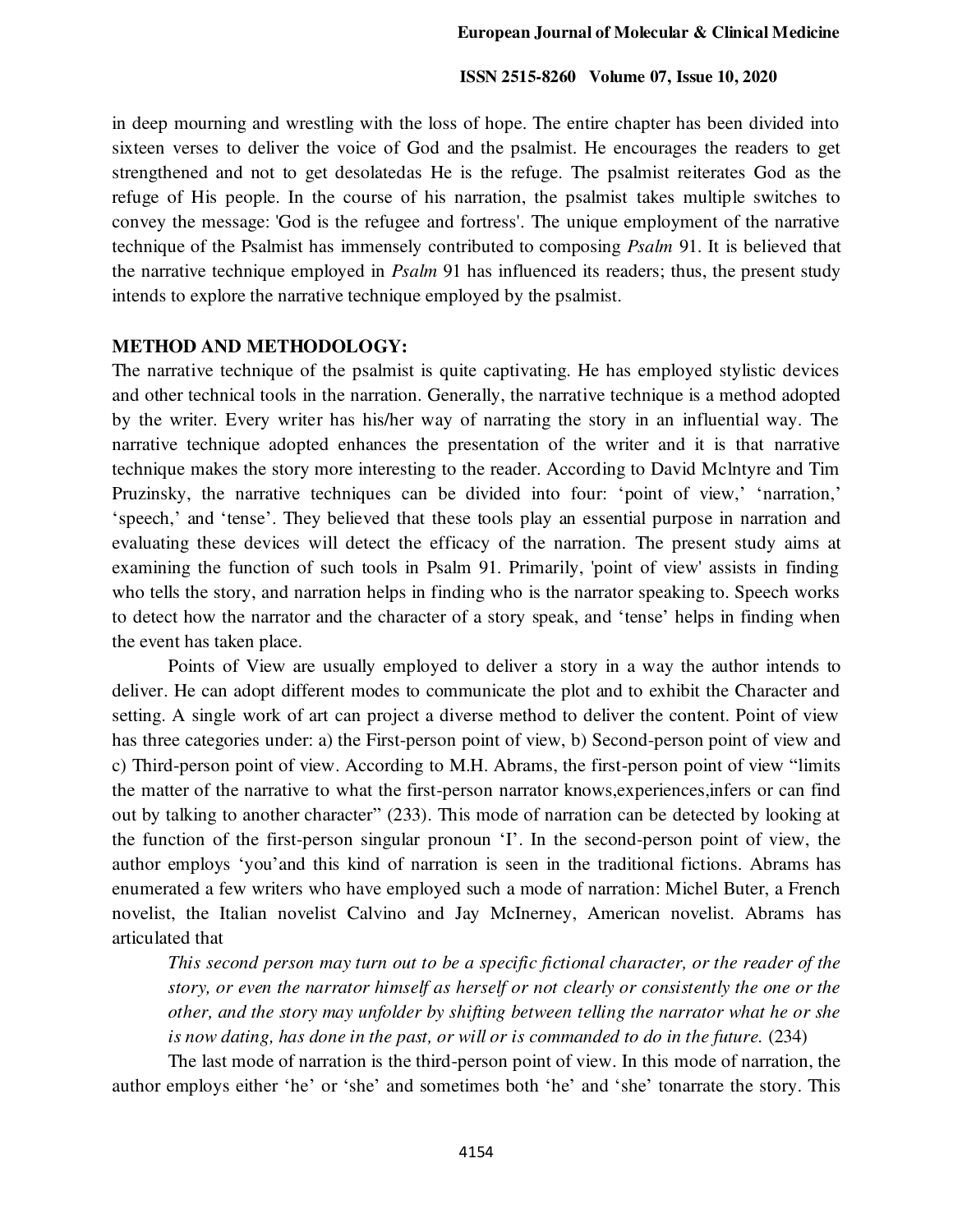in deep mourning and wrestling with the loss of hope. The entire chapter has been divided into sixteen verses to deliver the voice of God and the psalmist. He encourages the readers to get strengthened and not to get desolatedas He is the refuge. The psalmist reiterates God as the refuge of His people. In the course of his narration, the psalmist takes multiple switches to convey the message: 'God is the refugee and fortress'. The unique employment of the narrative technique of the Psalmist has immensely contributed to composing *Psalm* 91. It is believed that the narrative technique employed in *Psalm* 91 has influenced its readers; thus, the present study intends to explore the narrative technique employed by the psalmist.

## METHOD AND METHODOLOGY:

The narrative technique of the psalmist is quite captivating. He has employed stylistic devices and other technical tools in the narration. Generally, the narrative technique is a method adopted by the writer. Every writer has his/her way of narrating the story in an influential way. The narrative technique adopted enhances the presentation of the writer and it is that narrative technique makes the story more interesting to the reader. According to David Mclntyre and Tim Pruzinsky, the narrative techniques can be divided into four: 'point of view,' 'narration,' 'speech,' and 'tense'. They believed that these tools play an essential purpose in narration and evaluating these devices will detect the efficacy of the narration. The present study aims at examining the function of such tools in Psalm 91. Primarily, 'point of view' assists in finding who tells the story, and narration helps in finding who is the narrator speaking to. Speech works to detect how the narrator and the character of a story speak, and 'tense' helps in finding when the event has taken place.

Points of View are usually employed to deliver a story in a way the author intends to deliver. He can adopt different modes to communicate the plot and to exhibit the Character and setting. A single work of art can project a diverse method to deliver the content. Point of view has three categories under: a) the First-person point of view, b) Second-person point of view and c) Third-person point of view. According to M.H. Abrams, the first-person point of view "limits the matter of the narrative to what the first-person narrator knows,experiences,infers or can find out by talking to another character" (233). This mode of narration can be detected by looking at the function of the first-person singular pronoun 'I'. In the second-person point of view, the author employs 'you'and this kind of narration is seen in the traditional fictions. Abrams has enumerated a few writers who have employed such a mode of narration: Michel Buter, a French novelist, the Italian novelist Calvino and Jay McInerney, American novelist. Abrams has articulated that

> *This second person may turn out to be a specific fictional character, or the reader of the story, or even the narrator himself as herself or not clearly or consistently the one or the other, and the story may unfolder by shifting between telling the narrator what he or she is now dating, has done in the past, or will or is commanded to do in the future.* (234)

The last mode of narration is the third-person point of view. In this mode of narration, the author employs either 'he' or 'she' and sometimes both 'he' and 'she' tonarrate the story. This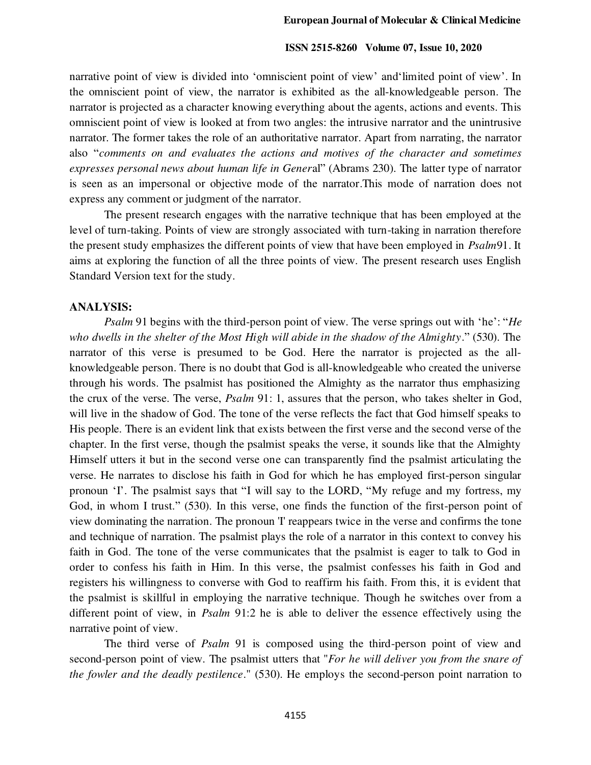narrative point of view is divided into 'omniscient point of view' and'limited point of view'. In the omniscient point of view, the narrator is exhibited as the all-knowledgeable person. The narrator is projected as a character knowing everything about the agents, actions and events. This omniscient point of view is looked at from two angles: the intrusive narrator and the unintrusive narrator. The former takes the role of an authoritative narrator. Apart from narrating, the narrator also "*comments on and evaluates the actions and motives of the character and sometimes expresses personal news about human life in Gener*al" (Abrams 230). The latter type of narrator is seen as an impersonal or objective mode of the narrator.This mode of narration does not express any comment or judgment of the narrator.

The present research engages with the narrative technique that has been employed at the level of turn-taking. Points of view are strongly associated with turn-taking in narration therefore the present study emphasizes the different points of view that have been employed in *Psalm*91. It aims at exploring the function of all the three points of view. The present research uses English Standard Version text for the study.

**ANALYSIS:**

*Psalm* 91 begins with the third-person point of view. The verse springs out with 'he': "*He who dwells in the shelter of the Most High will abide in the shadow of the Almighty*." (530). The narrator of this verse is presumed to be God. Here the narrator is projected as the all-knowledgeable person. There is no doubt that God is all-knowledgeable who created the universe through his words. The psalmist has positioned the Almighty as the narrator thus emphasizing the crux of the verse. The verse, *Psalm* 91: 1, assures that the person, who takes shelter in God, will live in the shadow of God. The tone of the verse reflects the fact that God himself speaks to His people. There is an evident link that exists between the first verse and the second verse of the chapter. In the first verse, though the psalmist speaks the verse, it sounds like that the Almighty Himself utters it but in the second verse one can transparently find the psalmist articulating the verse. He narrates to disclose his faith in God for which he has employed first-person singular pronoun 'I'. The psalmist says that "I will say to the LORD, "My refuge and my fortress, my God, in whom I trust." (530). In this verse, one finds the function of the first-person point of view dominating the narration. The pronoun 'I' reappears twice in the verse and confirms the tone and technique of narration. The psalmist plays the role of a narrator in this context to convey his faith in God. The tone of the verse communicates that the psalmist is eager to talk to God in order to confess his faith in Him. In this verse, the psalmist confesses his faith in God and registers his willingness to converse with God to reaffirm his faith. From this, it is evident that the psalmist is skillful in employing the narrative technique. Though he switches over from a different point of view, in *Psalm* 91:2 he is able to deliver the essence effectively using the narrative point of view.

The third verse of *Psalm* 91 is composed using the third-person point of view and second-person point of view. The psalmist utters that "*For he will deliver you from the snare of the fowler and the deadly pestilence*." (530). He employs the second-person point narration to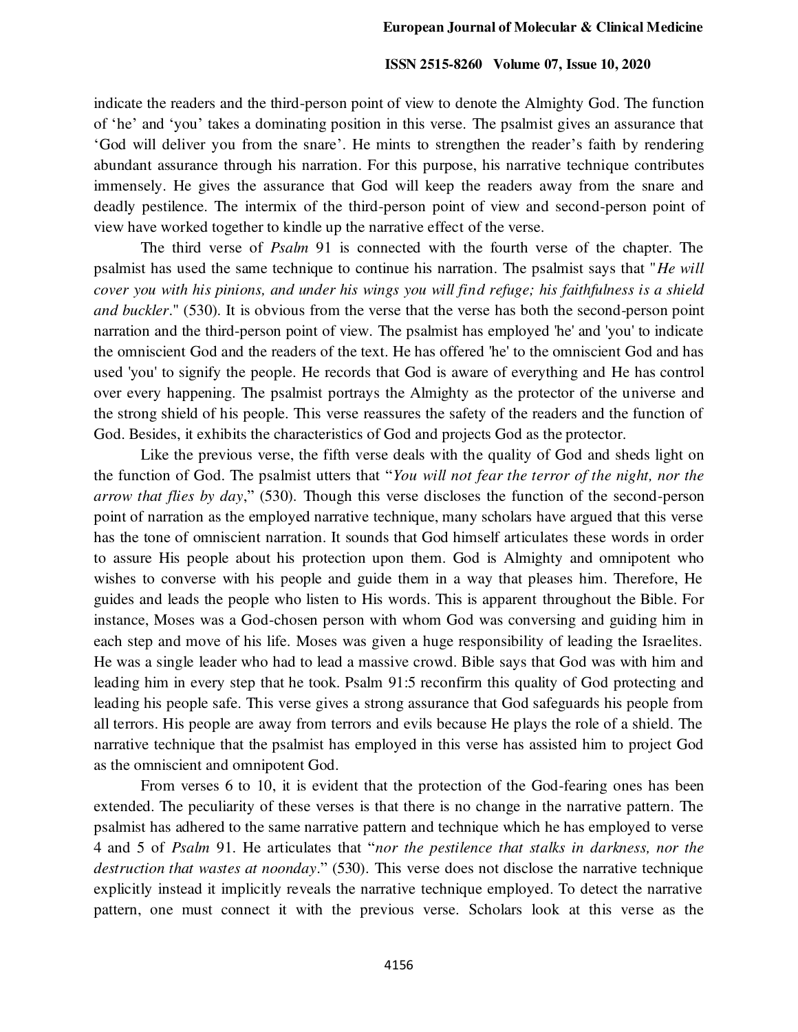indicate the readers and the third-person point of view to denote the Almighty God. The function of 'he' and 'you' takes a dominating position in this verse. The psalmist gives an assurance that 'God will deliver you from the snare'. He mints to strengthen the reader's faith by rendering abundant assurance through his narration. For this purpose, his narrative technique contributes immensely. He gives the assurance that God will keep the readers away from the snare and deadly pestilence. The intermix of the third-person point of view and second-person point of view have worked together to kindle up the narrative effect of the verse.

The third verse of *Psalm* 91 is connected with the fourth verse of the chapter. The psalmist has used the same technique to continue his narration. The psalmist says that "*He will cover you with his pinions, and under his wings you will find refuge; his faithfulness is a shield and buckler*." (530). It is obvious from the verse that the verse has both the second-person point narration and the third-person point of view. The psalmist has employed 'he' and 'you' to indicate the omniscient God and the readers of the text. He has offered 'he' to the omniscient God and has used 'you' to signify the people. He records that God is aware of everything and He has control over every happening. The psalmist portrays the Almighty as the protector of the universe and the strong shield of his people. This verse reassures the safety of the readers and the function of God. Besides, it exhibits the characteristics of God and projects God as the protector.

Like the previous verse, the fifth verse deals with the quality of God and sheds light on the function of God. The psalmist utters that "*You will not fear the terror of the night, nor the arrow that flies by day*," (530). Though this verse discloses the function of the second-person point of narration as the employed narrative technique, many scholars have argued that this verse has the tone of omniscient narration. It sounds that God himself articulates these words in order to assure His people about his protection upon them. God is Almighty and omnipotent who wishes to converse with his people and guide them in a way that pleases him. Therefore, He guides and leads the people who listen to His words. This is apparent throughout the Bible. For instance, Moses was a God-chosen person with whom God was conversing and guiding him in each step and move of his life. Moses was given a huge responsibility of leading the Israelites. He was a single leader who had to lead a massive crowd. Bible says that God was with him and leading him in every step that he took. Psalm 91:5 reconfirm this quality of God protecting and leading his people safe. This verse gives a strong assurance that God safeguards his people from all terrors. His people are away from terrors and evils because He plays the role of a shield. The narrative technique that the psalmist has employed in this verse has assisted him to project God as the omniscient and omnipotent God.

From verses 6 to 10, it is evident that the protection of the God-fearing ones has been extended. The peculiarity of these verses is that there is no change in the narrative pattern. The psalmist has adhered to the same narrative pattern and technique which he has employed to verse 4 and 5 of *Psalm* 91. He articulates that "*nor the pestilence that stalks in darkness, nor the destruction that wastes at noonday*." (530). This verse does not disclose the narrative technique explicitly instead it implicitly reveals the narrative technique employed. To detect the narrative pattern, one must connect it with the previous verse. Scholars look at this verse as the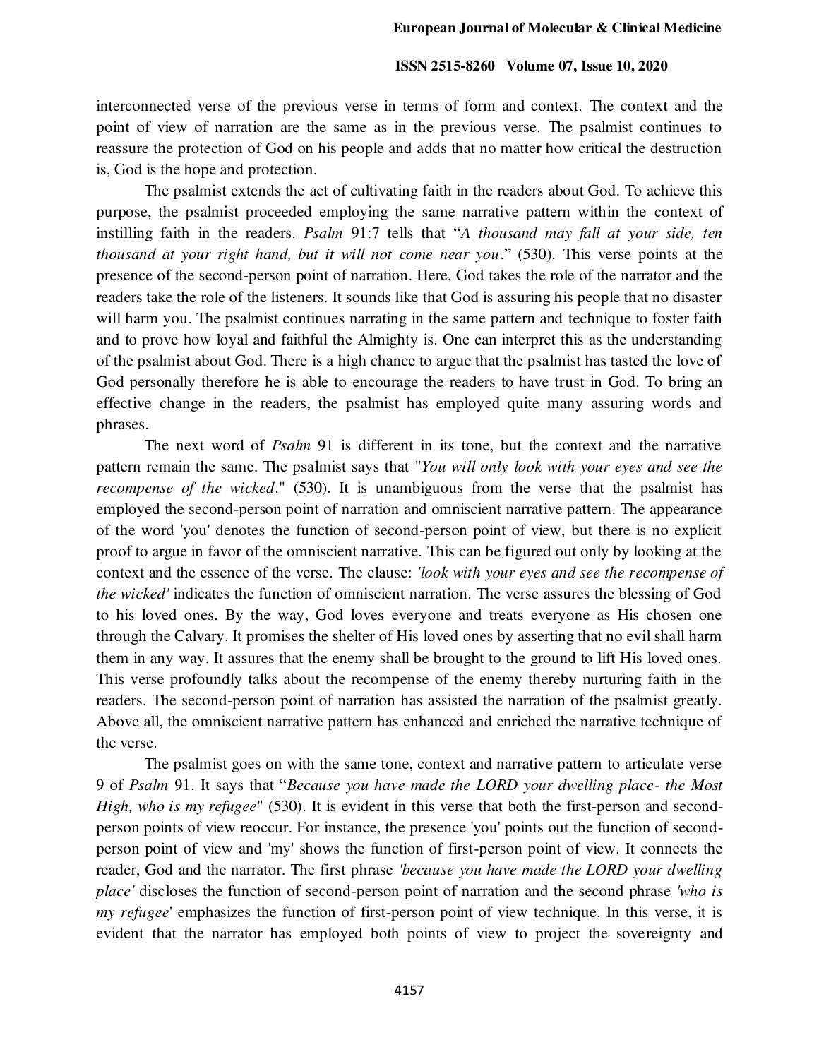interconnected verse of the previous verse in terms of form and context. The context and the point of view of narration are the same as in the previous verse. The psalmist continues to reassure the protection of God on his people and adds that no matter how critical the destruction is, God is the hope and protection.

The psalmist extends the act of cultivating faith in the readers about God. To achieve this purpose, the psalmist proceeded employing the same narrative pattern within the context of instilling faith in the readers. *Psalm* 91:7 tells that "*A thousand may fall at your side, ten thousand at your right hand, but it will not come near you*." (530). This verse points at the presence of the second-person point of narration. Here, God takes the role of the narrator and the readers take the role of the listeners. It sounds like that God is assuring his people that no disaster will harm you. The psalmist continues narrating in the same pattern and technique to foster faith and to prove how loyal and faithful the Almighty is. One can interpret this as the understanding of the psalmist about God. There is a high chance to argue that the psalmist has tasted the love of God personally therefore he is able to encourage the readers to have trust in God. To bring an effective change in the readers, the psalmist has employed quite many assuring words and phrases.

The next word of *Psalm* 91 is different in its tone, but the context and the narrative pattern remain the same. The psalmist says that "*You will only look with your eyes and see the recompense of the wicked*." (530). It is unambiguous from the verse that the psalmist has employed the second-person point of narration and omniscient narrative pattern. The appearance of the word 'you' denotes the function of second-person point of view, but there is no explicit proof to argue in favor of the omniscient narrative. This can be figured out only by looking at the context and the essence of the verse. The clause: *'look with your eyes and see the recompense of the wicked'* indicates the function of omniscient narration. The verse assures the blessing of God to his loved ones. By the way, God loves everyone and treats everyone as His chosen one through the Calvary. It promises the shelter of His loved ones by asserting that no evil shall harm them in any way. It assures that the enemy shall be brought to the ground to lift His loved ones. This verse profoundly talks about the recompense of the enemy thereby nurturing faith in the readers. The second-person point of narration has assisted the narration of the psalmist greatly. Above all, the omniscient narrative pattern has enhanced and enriched the narrative technique of the verse.

The psalmist goes on with the same tone, context and narrative pattern to articulate verse 9 of *Psalm* 91. It says that "*Because you have made the LORD your dwelling place- the Most High, who is my refugee*" (530). It is evident in this verse that both the first-person and second-person points of view reoccur. For instance, the presence 'you' points out the function of second-person point of view and 'my' shows the function of first-person point of view. It connects the reader, God and the narrator. The first phrase *'because you have made the LORD your dwelling place'* discloses the function of second-person point of narration and the second phrase *'who is my refugee*' emphasizes the function of first-person point of view technique. In this verse, it is evident that the narrator has employed both points of view to project the sovereignty and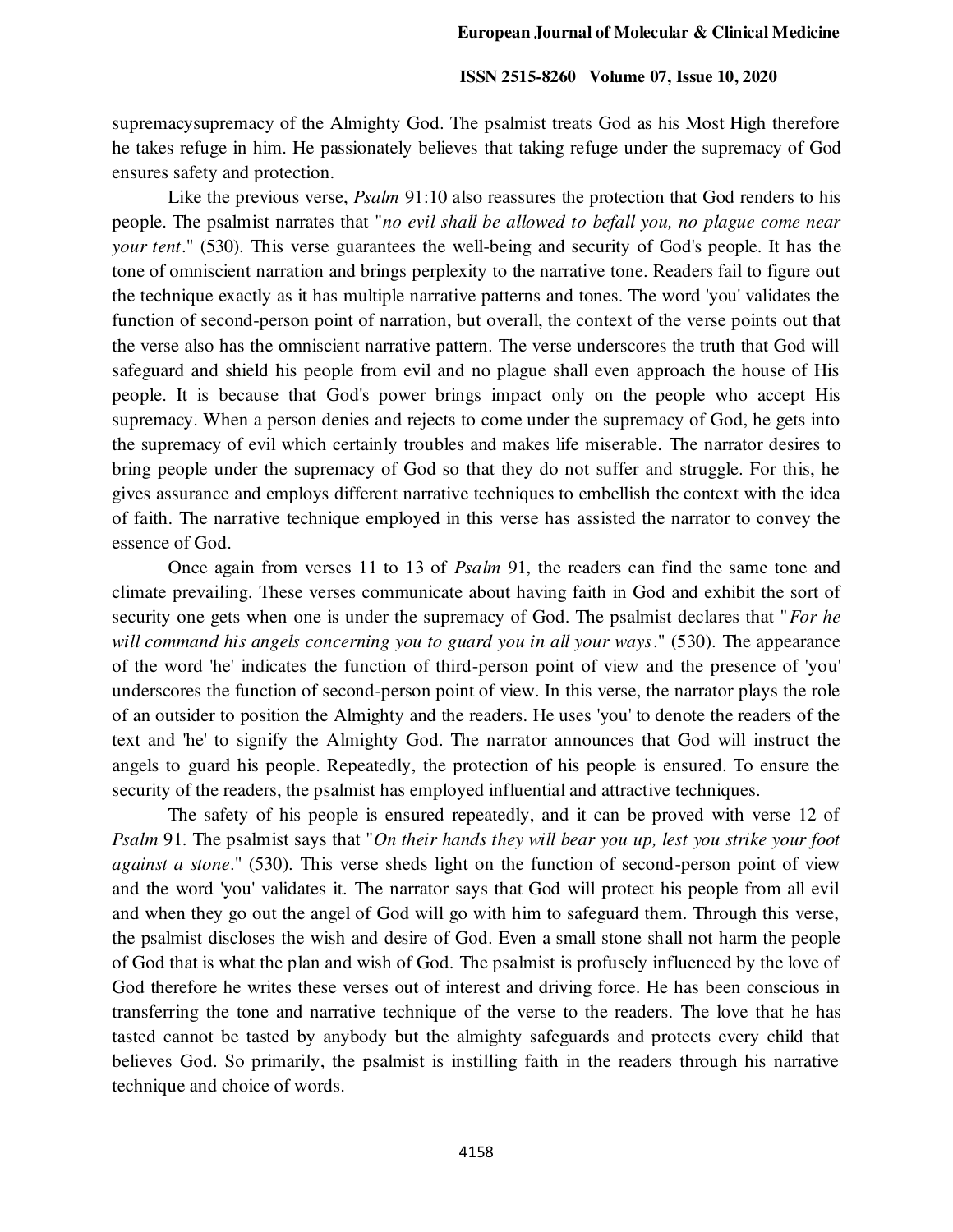supremacysupremacy of the Almighty God. The psalmist treats God as his Most High therefore he takes refuge in him. He passionately believes that taking refuge under the supremacy of God ensures safety and protection.

Like the previous verse, *Psalm* 91:10 also reassures the protection that God renders to his people. The psalmist narrates that "*no evil shall be allowed to befall you, no plague come near your tent*." (530). This verse guarantees the well-being and security of God's people. It has the tone of omniscient narration and brings perplexity to the narrative tone. Readers fail to figure out the technique exactly as it has multiple narrative patterns and tones. The word 'you' validates the function of second-person point of narration, but overall, the context of the verse points out that the verse also has the omniscient narrative pattern. The verse underscores the truth that God will safeguard and shield his people from evil and no plague shall even approach the house of His people. It is because that God's power brings impact only on the people who accept His supremacy. When a person denies and rejects to come under the supremacy of God, he gets into the supremacy of evil which certainly troubles and makes life miserable. The narrator desires to bring people under the supremacy of God so that they do not suffer and struggle. For this, he gives assurance and employs different narrative techniques to embellish the context with the idea of faith. The narrative technique employed in this verse has assisted the narrator to convey the essence of God.

Once again from verses 11 to 13 of *Psalm* 91, the readers can find the same tone and climate prevailing. These verses communicate about having faith in God and exhibit the sort of security one gets when one is under the supremacy of God. The psalmist declares that "*For he will command his angels concerning you to guard you in all your ways*." (530). The appearance of the word 'he' indicates the function of third-person point of view and the presence of 'you' underscores the function of second-person point of view. In this verse, the narrator plays the role of an outsider to position the Almighty and the readers. He uses 'you' to denote the readers of the text and 'he' to signify the Almighty God. The narrator announces that God will instruct the angels to guard his people. Repeatedly, the protection of his people is ensured. To ensure the security of the readers, the psalmist has employed influential and attractive techniques.

The safety of his people is ensured repeatedly, and it can be proved with verse 12 of *Psalm* 91. The psalmist says that "*On their hands they will bear you up, lest you strike your foot against a stone*." (530). This verse sheds light on the function of second-person point of view and the word 'you' validates it. The narrator says that God will protect his people from all evil and when they go out the angel of God will go with him to safeguard them. Through this verse, the psalmist discloses the wish and desire of God. Even a small stone shall not harm the people of God that is what the plan and wish of God. The psalmist is profusely influenced by the love of God therefore he writes these verses out of interest and driving force. He has been conscious in transferring the tone and narrative technique of the verse to the readers. The love that he has tasted cannot be tasted by anybody but the almighty safeguards and protects every child that believes God. So primarily, the psalmist is instilling faith in the readers through his narrative technique and choice of words.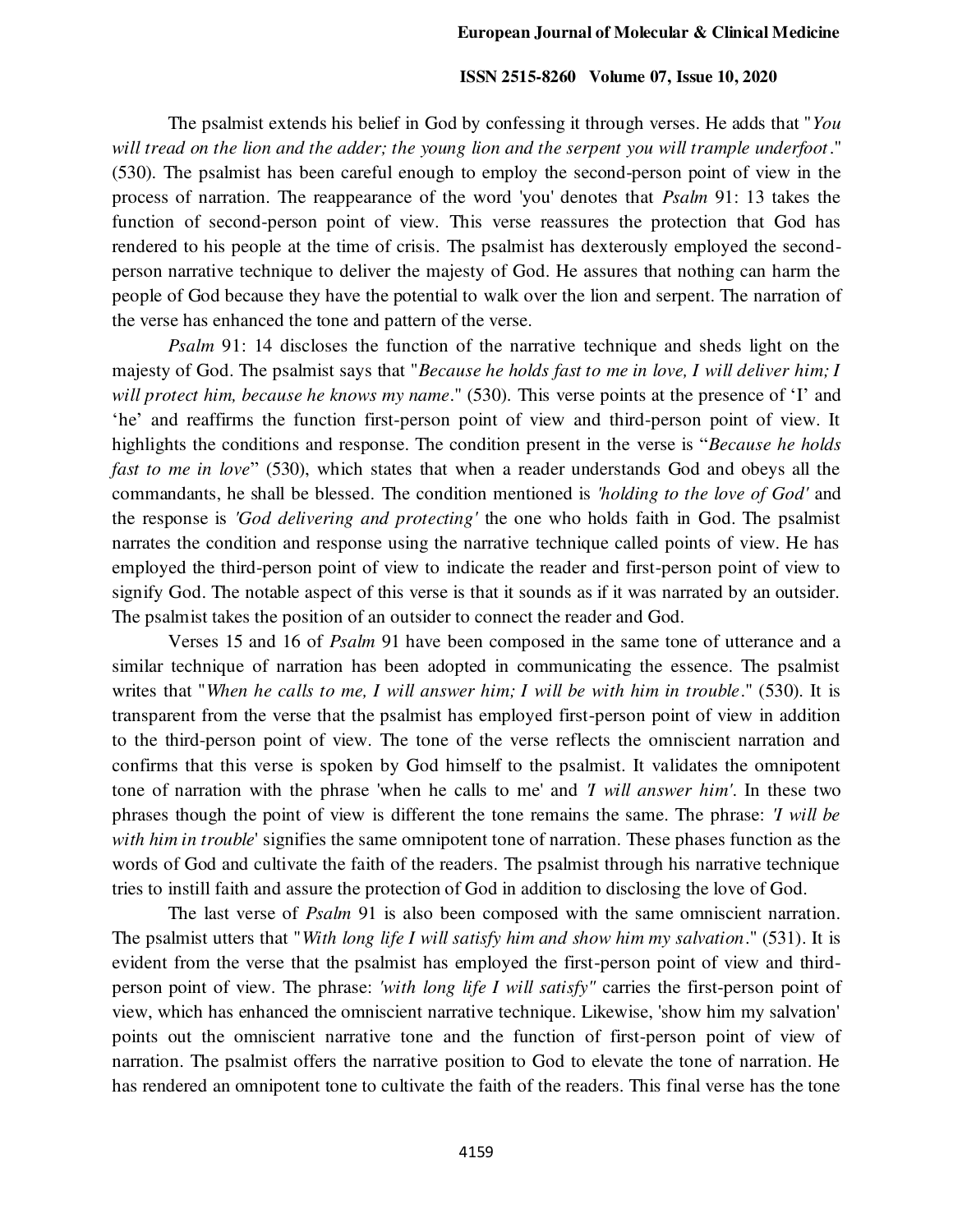The psalmist extends his belief in God by confessing it through verses. He adds that "*You will tread on the lion and the adder; the young lion and the serpent you will trample underfoot*." (530). The psalmist has been careful enough to employ the second-person point of view in the process of narration. The reappearance of the word 'you' denotes that *Psalm* 91: 13 takes the function of second-person point of view. This verse reassures the protection that God has rendered to his people at the time of crisis. The psalmist has dexterously employed the second-person narrative technique to deliver the majesty of God. He assures that nothing can harm the people of God because they have the potential to walk over the lion and serpent. The narration of the verse has enhanced the tone and pattern of the verse.

*Psalm* 91: 14 discloses the function of the narrative technique and sheds light on the majesty of God. The psalmist says that "*Because he holds fast to me in love, I will deliver him; I will protect him, because he knows my name*." (530). This verse points at the presence of 'I' and 'he' and reaffirms the function first-person point of view and third-person point of view. It highlights the conditions and response. The condition present in the verse is "*Because he holds fast to me in love*" (530), which states that when a reader understands God and obeys all the commandants, he shall be blessed. The condition mentioned is *'holding to the love of God'* and the response is *'God delivering and protecting'* the one who holds faith in God. The psalmist narrates the condition and response using the narrative technique called points of view. He has employed the third-person point of view to indicate the reader and first-person point of view to signify God. The notable aspect of this verse is that it sounds as if it was narrated by an outsider. The psalmist takes the position of an outsider to connect the reader and God.

Verses 15 and 16 of *Psalm* 91 have been composed in the same tone of utterance and a similar technique of narration has been adopted in communicating the essence. The psalmist writes that "*When he calls to me, I will answer him; I will be with him in trouble*." (530). It is transparent from the verse that the psalmist has employed first-person point of view in addition to the third-person point of view. The tone of the verse reflects the omniscient narration and confirms that this verse is spoken by God himself to the psalmist. It validates the omnipotent tone of narration with the phrase 'when he calls to me' and *'I will answer him'*. In these two phrases though the point of view is different the tone remains the same. The phrase: *'I will be with him in trouble*' signifies the same omnipotent tone of narration. These phases function as the words of God and cultivate the faith of the readers. The psalmist through his narrative technique tries to instill faith and assure the protection of God in addition to disclosing the love of God.

The last verse of *Psalm* 91 is also been composed with the same omniscient narration. The psalmist utters that "*With long life I will satisfy him and show him my salvation*." (531). It is evident from the verse that the psalmist has employed the first-person point of view and third-person point of view. The phrase: *'with long life I will satisfy"* carries the first-person point of view, which has enhanced the omniscient narrative technique. Likewise, 'show him my salvation' points out the omniscient narrative tone and the function of first-person point of view of narration. The psalmist offers the narrative position to God to elevate the tone of narration. He has rendered an omnipotent tone to cultivate the faith of the readers. This final verse has the tone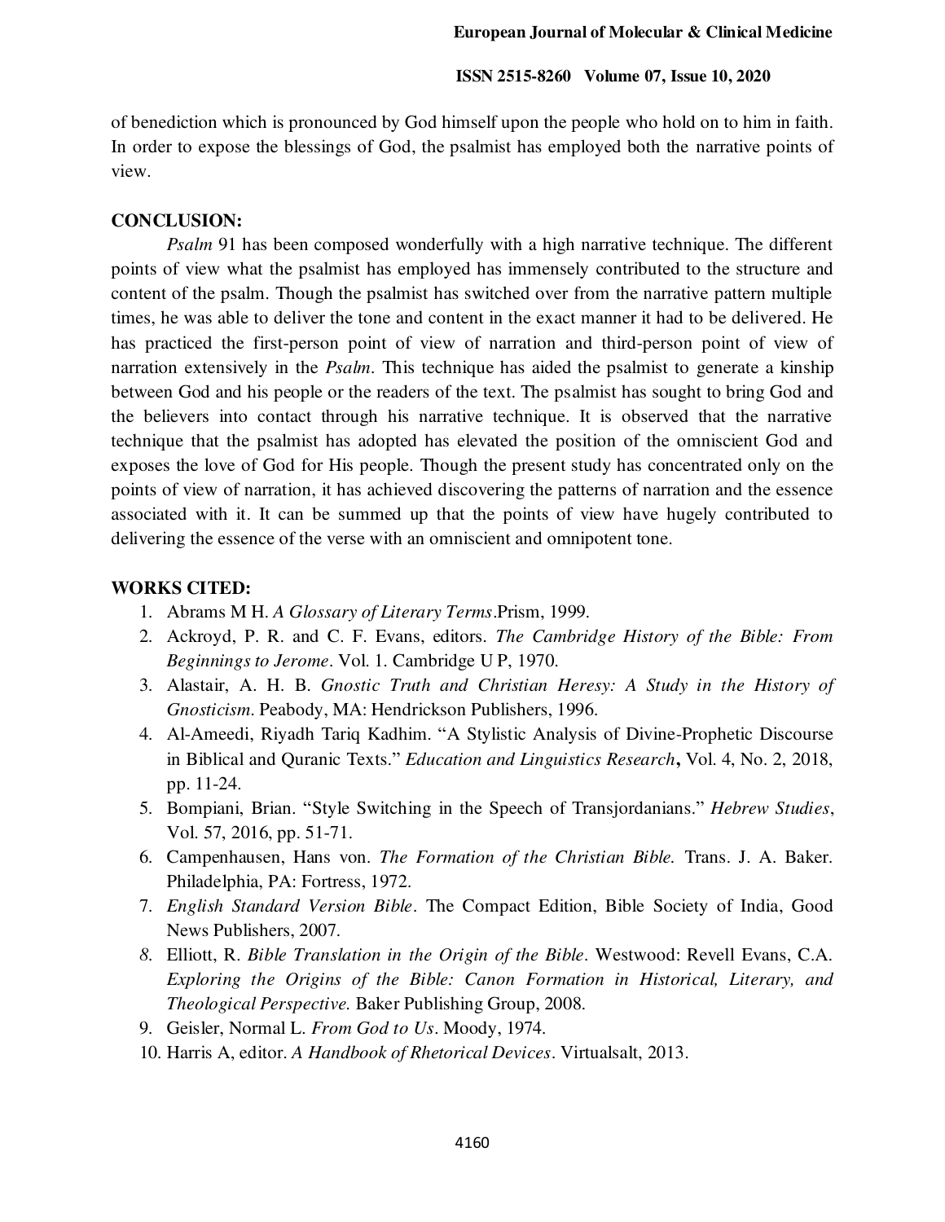of benediction which is pronounced by God himself upon the people who hold on to him in faith. In order to expose the blessings of God, the psalmist has employed both the narrative points of view.

## CONCLUSION:

*Psalm* 91 has been composed wonderfully with a high narrative technique. The different points of view what the psalmist has employed has immensely contributed to the structure and content of the psalm. Though the psalmist has switched over from the narrative pattern multiple times, he was able to deliver the tone and content in the exact manner it had to be delivered. He has practiced the first-person point of view of narration and third-person point of view of narration extensively in the *Psalm*. This technique has aided the psalmist to generate a kinship between God and his people or the readers of the text. The psalmist has sought to bring God and the believers into contact through his narrative technique. It is observed that the narrative technique that the psalmist has adopted has elevated the position of the omniscient God and exposes the love of God for His people. Though the present study has concentrated only on the points of view of narration, it has achieved discovering the patterns of narration and the essence associated with it. It can be summed up that the points of view have hugely contributed to delivering the essence of the verse with an omniscient and omnipotent tone.

## WORKS CITED:

1. Abrams M H. *A Glossary of Literary Terms*.Prism, 1999.
2. Ackroyd, P. R. and C. F. Evans, editors. *The Cambridge History of the Bible: From Beginnings to Jerome*. Vol. 1. Cambridge U P, 1970.
3. Alastair, A. H. B. *Gnostic Truth and Christian Heresy: A Study in the History of Gnosticism*. Peabody, MA: Hendrickson Publishers, 1996.
4. Al-Ameedi, Riyadh Tariq Kadhim. "A Stylistic Analysis of Divine-Prophetic Discourse in Biblical and Quranic Texts." *Education and Linguistics Research*, Vol. 4, No. 2, 2018, pp. 11-24.
5. Bompiani, Brian. "Style Switching in the Speech of Transjordanians." *Hebrew Studies*, Vol. 57, 2016, pp. 51-71.
6. Campenhausen, Hans von. *The Formation of the Christian Bible.* Trans. J. A. Baker. Philadelphia, PA: Fortress, 1972.
7. *English Standard Version Bible*. The Compact Edition, Bible Society of India, Good News Publishers, 2007.
8. Elliott, R. *Bible Translation in the Origin of the Bible*. Westwood: Revell Evans, C.A. *Exploring the Origins of the Bible: Canon Formation in Historical, Literary, and Theological Perspective.* Baker Publishing Group, 2008.
9. Geisler, Normal L. *From God to Us*. Moody, 1974.
10. Harris A, editor. *A Handbook of Rhetorical Devices*. Virtualsalt, 2013.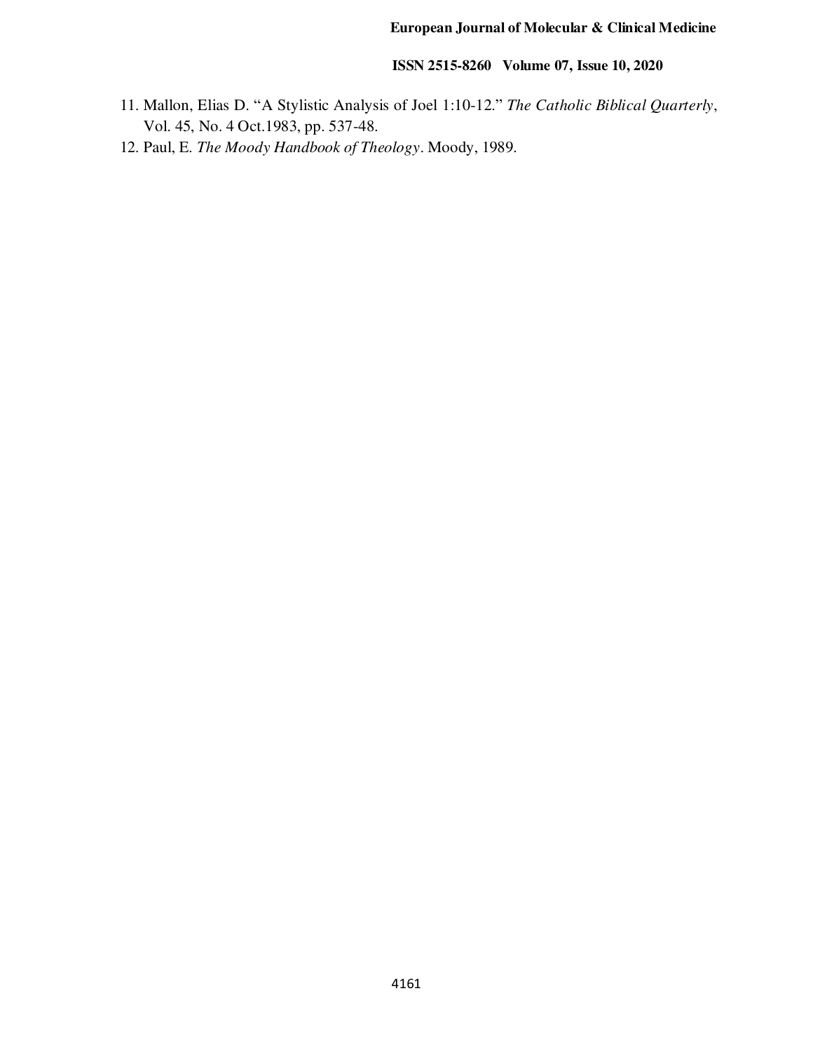11. Mallon, Elias D. "A Stylistic Analysis of Joel 1:10-12." *The Catholic Biblical Quarterly*, Vol. 45, No. 4 Oct.1983, pp. 537-48.
12. Paul, E. *The Moody Handbook of Theology*. Moody, 1989.